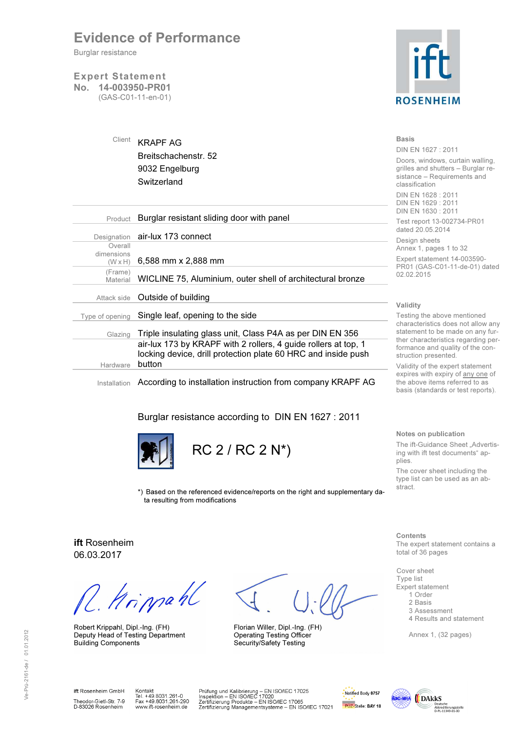# Evidence of Performance

Burglar resistance

**Expert Statement**
**No. 14-003950-PR01**
(GAS-C01-11-en-01)

ift ROSENHEIM

| | |
|---|---|
| Client | KRAPF AG<br>Breitschachenstr. 52<br>9032 Engelburg<br>Switzerland |
| Product | Burglar resistant sliding door with panel |
| Designation | air-lux 173 connect |
| Overall dimensions (W x H) | 6,588 mm x 2,888 mm |
| (Frame) Material | WICLINE 75, Aluminium, outer shell of architectural bronze |
| Attack side | Outside of building |
| Type of opening | Single leaf, opening to the side |
| Glazing | Triple insulating glass unit, Class P4A as per DIN EN 356 |
| Hardware | air-lux 173 by KRAPF with 2 rollers, 4 guide rollers at top, 1 locking device, drill protection plate 60 HRC and inside push button |
| Installation | According to installation instruction from company KRAPF AG |

Burglar resistance according to DIN EN 1627 : 2011

**RC 2 / RC 2 N*)**

*) Based on the referenced evidence/reports on the right and supplementary data resulting from modifications

**ift** Rosenheim
06.03.2017

Robert Krippahl, Dipl.-Ing. (FH)
Deputy Head of Testing Department
Building Components

Florian Willer, Dipl.-Ing. (FH)
Operating Testing Officer
Security/Safety Testing

## Basis

DIN EN 1627 : 2011

Doors, windows, curtain walling, grilles and shutters – Burglar resistance – Requirements and classification

DIN EN 1628 : 2011
DIN EN 1629 : 2011
DIN EN 1630 : 2011

Test report 13-002734-PR01 dated 20.05.2014

Design sheets
Annex 1, pages 1 to 32

Expert statement 14-003590-PR01 (GAS-C01-11-de-01) dated 02.02.2015

## Validity

Testing the above mentioned characteristics does not allow any further statement to be made on any further characteristics regarding performance and quality of the construction presented.

Validity of the expert statement expires with expiry of any one of the above items referred to as basis (standards or test reports).

## Notes on publication

The ift-Guidance Sheet „Advertising with ift test documents" applies.

The cover sheet including the type list can be used as an abstract.

## Contents

The expert statement contains a total of 36 pages

Cover sheet
Type list
Expert statement
- 1 Order
- 2 Basis
- 3 Assessment
- 4 Results and statement

Annex 1, (32 pages)

Ve-Prü-2161-de / 01.01.2012

ift Rosenheim GmbH
Theodor-Gietl-Str. 7-9
D-83026 Rosenheim

Kontakt
Tel. +49.8031.261-0
Fax +49.8031.261-290
www.ift-rosenheim.de

Prüfung und Kalibrierung – EN ISO/IEC 17025
Inspektion – EN ISO/IEC 17020
Zertifizierung Produkte – EN ISO/IEC 17065
Zertifizierung Managementsysteme – EN ISO/IEC 17021

Notified Body 0757
PÜZ-Stelle: BAY 18

DAkkS Deutsche Akkreditierungsstelle D-PL-11349-01-00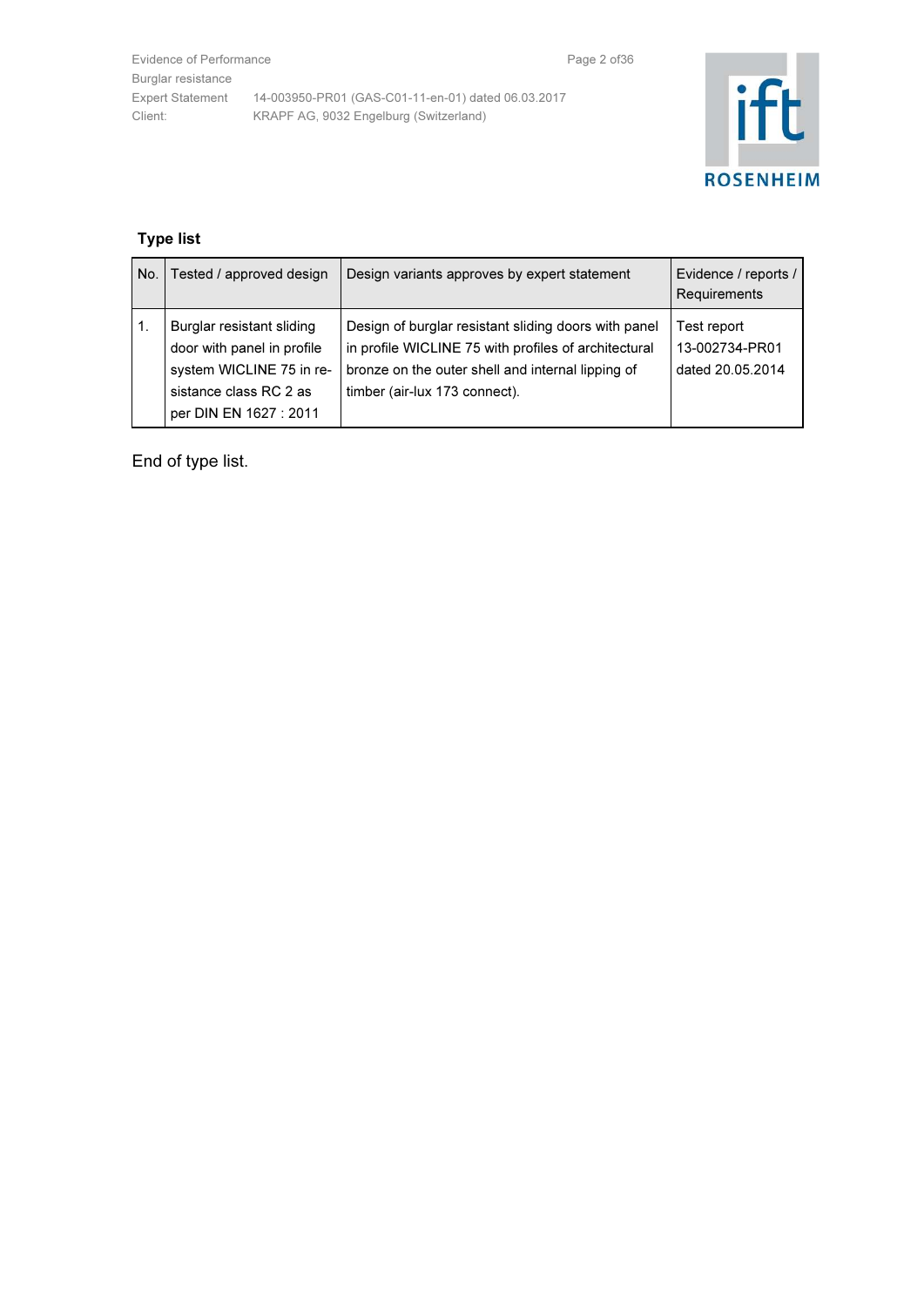### Type list

| No. | Tested / approved design | Design variants approves by expert statement | Evidence / reports / Requirements |
|---|---|---|---|
| 1. | Burglar resistant sliding door with panel in profile system WICLINE 75 in resistance class RC 2 as per DIN EN 1627 : 2011 | Design of burglar resistant sliding doors with panel in profile WICLINE 75 with profiles of architectural bronze on the outer shell and internal lipping of timber (air-lux 173 connect). | Test report 13-002734-PR01 dated 20.05.2014 |

End of type list.